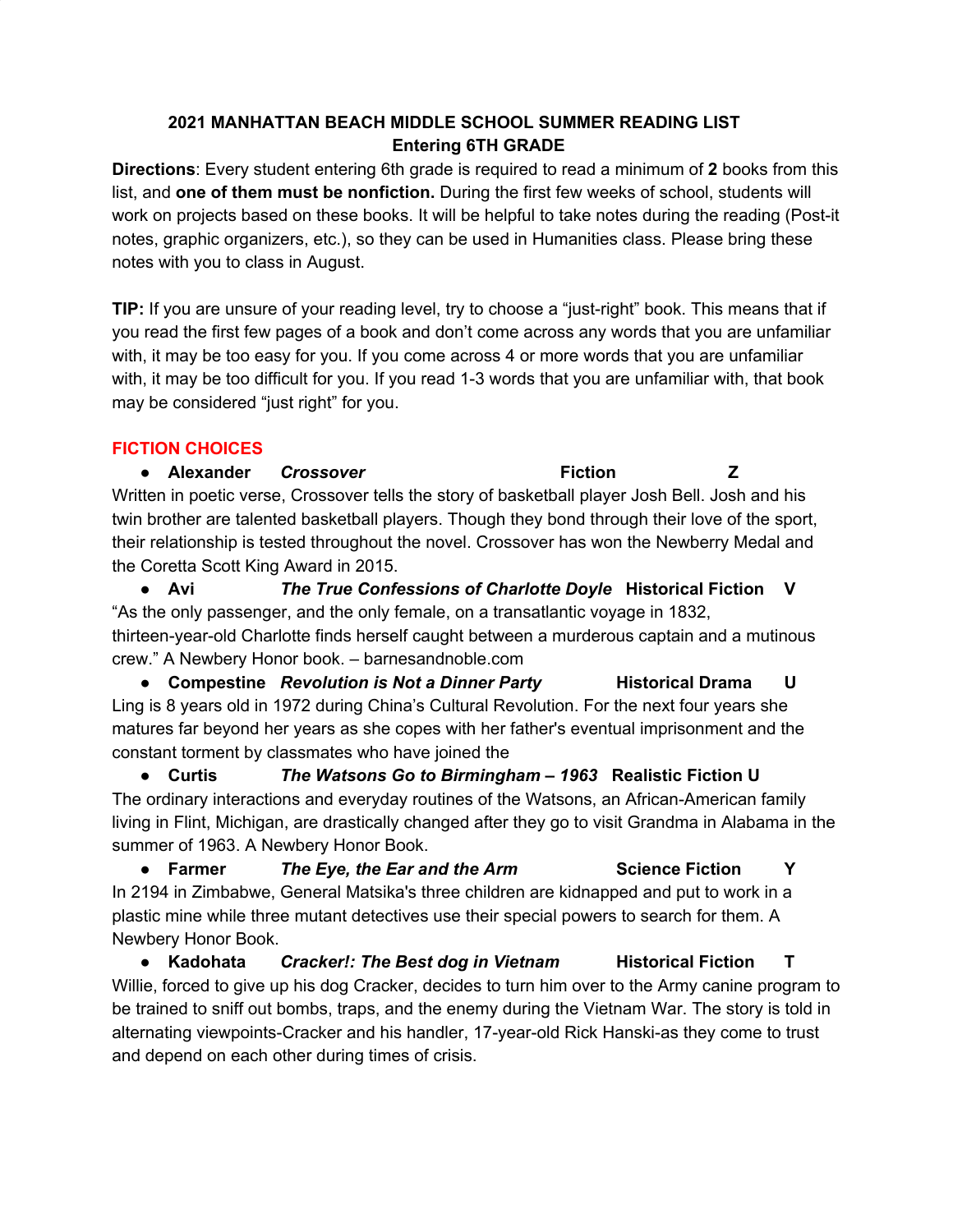# 2021 MANHATTAN BEACH MIDDLE SCHOOL SUMMER READING LIST

## Entering 6TH GRADE

**Directions**: Every student entering 6th grade is required to read a minimum of **2** books from this list, and **one of them must be nonfiction.** During the first few weeks of school, students will work on projects based on these books. It will be helpful to take notes during the reading (Post-it notes, graphic organizers, etc.), so they can be used in Humanities class. Please bring these notes with you to class in August.

**TIP:** If you are unsure of your reading level, try to choose a "just-right" book. This means that if you read the first few pages of a book and don't come across any words that you are unfamiliar with, it may be too easy for you. If you come across 4 or more words that you are unfamiliar with, it may be too difficult for you. If you read 1-3 words that you are unfamiliar with, that book may be considered "just right" for you.

### FICTION CHOICES

- **Alexander** ***Crossover*** **Fiction** **Z**

Written in poetic verse, Crossover tells the story of basketball player Josh Bell. Josh and his twin brother are talented basketball players. Though they bond through their love of the sport, their relationship is tested throughout the novel. Crossover has won the Newberry Medal and the Coretta Scott King Award in 2015.

- **Avi** ***The True Confessions of Charlotte Doyle*** **Historical Fiction** **V**

"As the only passenger, and the only female, on a transatlantic voyage in 1832, thirteen-year-old Charlotte finds herself caught between a murderous captain and a mutinous crew." A Newbery Honor book. – barnesandnoble.com

- **Compestine** ***Revolution is Not a Dinner Party*** **Historical Drama** **U**

Ling is 8 years old in 1972 during China's Cultural Revolution. For the next four years she matures far beyond her years as she copes with her father's eventual imprisonment and the constant torment by classmates who have joined the

- **Curtis** ***The Watsons Go to Birmingham – 1963*** **Realistic Fiction U**

The ordinary interactions and everyday routines of the Watsons, an African-American family living in Flint, Michigan, are drastically changed after they go to visit Grandma in Alabama in the summer of 1963. A Newbery Honor Book.

- **Farmer** ***The Eye, the Ear and the Arm*** **Science Fiction** **Y**

In 2194 in Zimbabwe, General Matsika's three children are kidnapped and put to work in a plastic mine while three mutant detectives use their special powers to search for them. A Newbery Honor Book.

- **Kadohata** ***Cracker!: The Best dog in Vietnam*** **Historical Fiction** **T**

Willie, forced to give up his dog Cracker, decides to turn him over to the Army canine program to be trained to sniff out bombs, traps, and the enemy during the Vietnam War. The story is told in alternating viewpoints-Cracker and his handler, 17-year-old Rick Hanski-as they come to trust and depend on each other during times of crisis.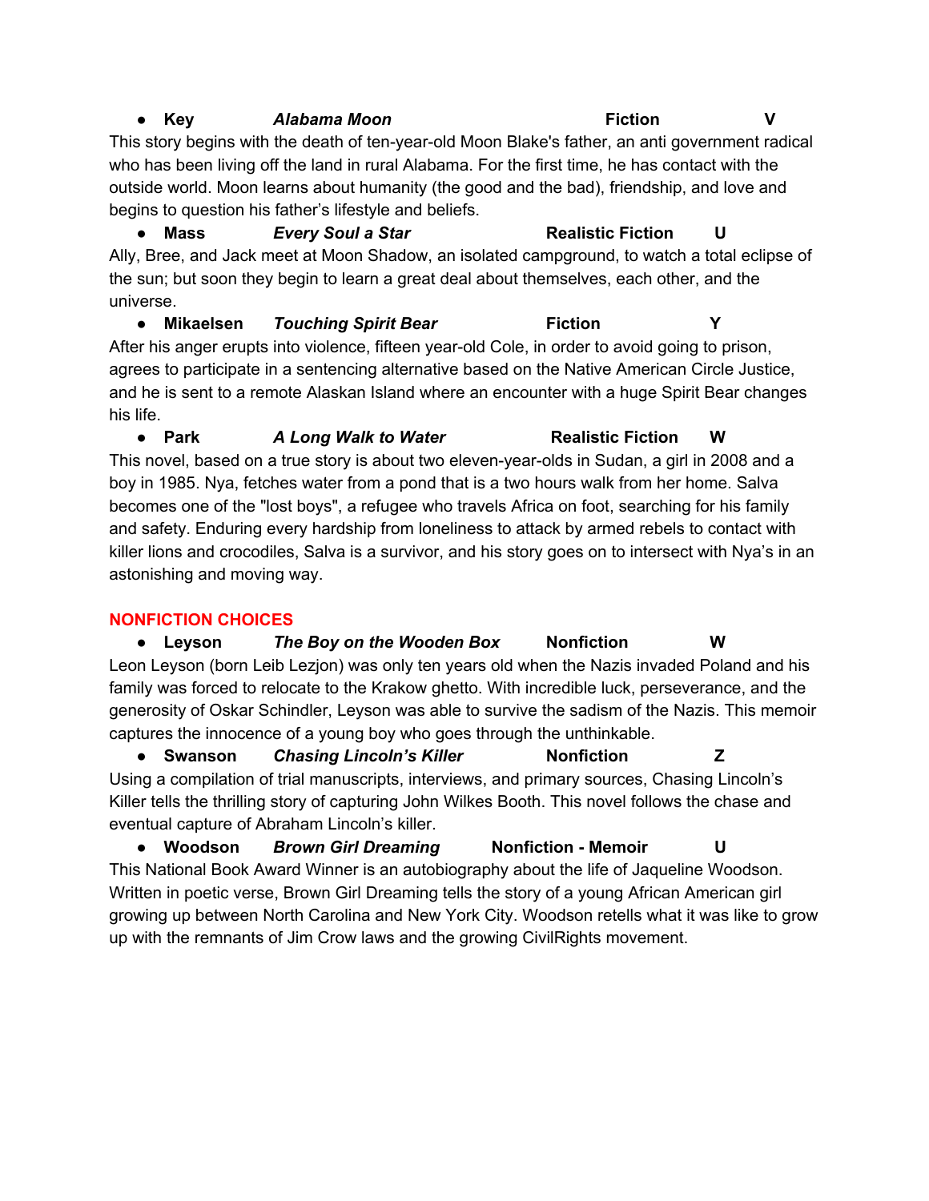- **Key** ***Alabama Moon*** **Fiction** **V**

This story begins with the death of ten-year-old Moon Blake's father, an anti government radical who has been living off the land in rural Alabama. For the first time, he has contact with the outside world. Moon learns about humanity (the good and the bad), friendship, and love and begins to question his father's lifestyle and beliefs.

- **Mass** ***Every Soul a Star*** **Realistic Fiction** **U**

Ally, Bree, and Jack meet at Moon Shadow, an isolated campground, to watch a total eclipse of the sun; but soon they begin to learn a great deal about themselves, each other, and the universe.

- **Mikaelsen** ***Touching Spirit Bear*** **Fiction** **Y**

After his anger erupts into violence, fifteen year-old Cole, in order to avoid going to prison, agrees to participate in a sentencing alternative based on the Native American Circle Justice, and he is sent to a remote Alaskan Island where an encounter with a huge Spirit Bear changes his life.

- **Park** ***A Long Walk to Water*** **Realistic Fiction** **W**

This novel, based on a true story is about two eleven-year-olds in Sudan, a girl in 2008 and a boy in 1985. Nya, fetches water from a pond that is a two hours walk from her home. Salva becomes one of the "lost boys", a refugee who travels Africa on foot, searching for his family and safety. Enduring every hardship from loneliness to attack by armed rebels to contact with killer lions and crocodiles, Salva is a survivor, and his story goes on to intersect with Nya's in an astonishing and moving way.

**NONFICTION CHOICES**

- **Leyson** ***The Boy on the Wooden Box*** **Nonfiction** **W**

Leon Leyson (born Leib Lezjon) was only ten years old when the Nazis invaded Poland and his family was forced to relocate to the Krakow ghetto. With incredible luck, perseverance, and the generosity of Oskar Schindler, Leyson was able to survive the sadism of the Nazis. This memoir captures the innocence of a young boy who goes through the unthinkable.

- **Swanson** ***Chasing Lincoln's Killer*** **Nonfiction** **Z**

Using a compilation of trial manuscripts, interviews, and primary sources, Chasing Lincoln's Killer tells the thrilling story of capturing John Wilkes Booth. This novel follows the chase and eventual capture of Abraham Lincoln's killer.

- **Woodson** ***Brown Girl Dreaming*** **Nonfiction - Memoir** **U**

This National Book Award Winner is an autobiography about the life of Jaqueline Woodson. Written in poetic verse, Brown Girl Dreaming tells the story of a young African American girl growing up between North Carolina and New York City. Woodson retells what it was like to grow up with the remnants of Jim Crow laws and the growing CivilRights movement.